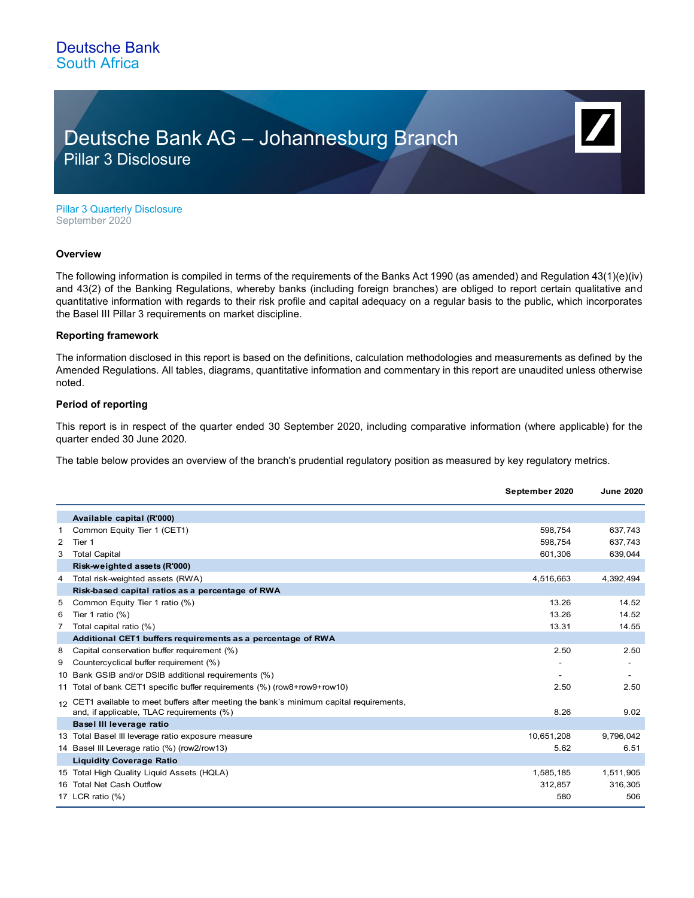Deutsche Bank
South Africa

# Deutsche Bank AG – Johannesburg Branch

## Pillar 3 Disclosure

Pillar 3 Quarterly Disclosure
September 2020

**Overview**

The following information is compiled in terms of the requirements of the Banks Act 1990 (as amended) and Regulation 43(1)(e)(iv) and 43(2) of the Banking Regulations, whereby banks (including foreign branches) are obliged to report certain qualitative and quantitative information with regards to their risk profile and capital adequacy on a regular basis to the public, which incorporates the Basel III Pillar 3 requirements on market discipline.

**Reporting framework**

The information disclosed in this report is based on the definitions, calculation methodologies and measurements as defined by the Amended Regulations. All tables, diagrams, quantitative information and commentary in this report are unaudited unless otherwise noted.

**Period of reporting**

This report is in respect of the quarter ended 30 September 2020, including comparative information (where applicable) for the quarter ended 30 June 2020.

The table below provides an overview of the branch's prudential regulatory position as measured by key regulatory metrics.

| | | September 2020 | June 2020 |
|---|---|---|---|
| | **Available capital (R'000)** | | |
| 1 | Common Equity Tier 1 (CET1) | 598,754 | 637,743 |
| 2 | Tier 1 | 598,754 | 637,743 |
| 3 | Total Capital | 601,306 | 639,044 |
| | **Risk-weighted assets (R'000)** | | |
| 4 | Total risk-weighted assets (RWA) | 4,516,663 | 4,392,494 |
| | **Risk-based capital ratios as a percentage of RWA** | | |
| 5 | Common Equity Tier 1 ratio (%) | 13.26 | 14.52 |
| 6 | Tier 1 ratio (%) | 13.26 | 14.52 |
| 7 | Total capital ratio (%) | 13.31 | 14.55 |
| | **Additional CET1 buffers requirements as a percentage of RWA** | | |
| 8 | Capital conservation buffer requirement (%) | 2.50 | 2.50 |
| 9 | Countercyclical buffer requirement (%) | - | - |
| 10 | Bank GSIB and/or DSIB additional requirements (%) | - | - |
| 11 | Total of bank CET1 specific buffer requirements (%) (row8+row9+row10) | 2.50 | 2.50 |
| 12 | CET1 available to meet buffers after meeting the bank's minimum capital requirements, and, if applicable, TLAC requirements (%) | 8.26 | 9.02 |
| | **Basel III leverage ratio** | | |
| 13 | Total Basel III leverage ratio exposure measure | 10,651,208 | 9,796,042 |
| 14 | Basel III Leverage ratio (%) (row2/row13) | 5.62 | 6.51 |
| | **Liquidity Coverage Ratio** | | |
| 15 | Total High Quality Liquid Assets (HQLA) | 1,585,185 | 1,511,905 |
| 16 | Total Net Cash Outflow | 312,857 | 316,305 |
| 17 | LCR ratio (%) | 580 | 506 |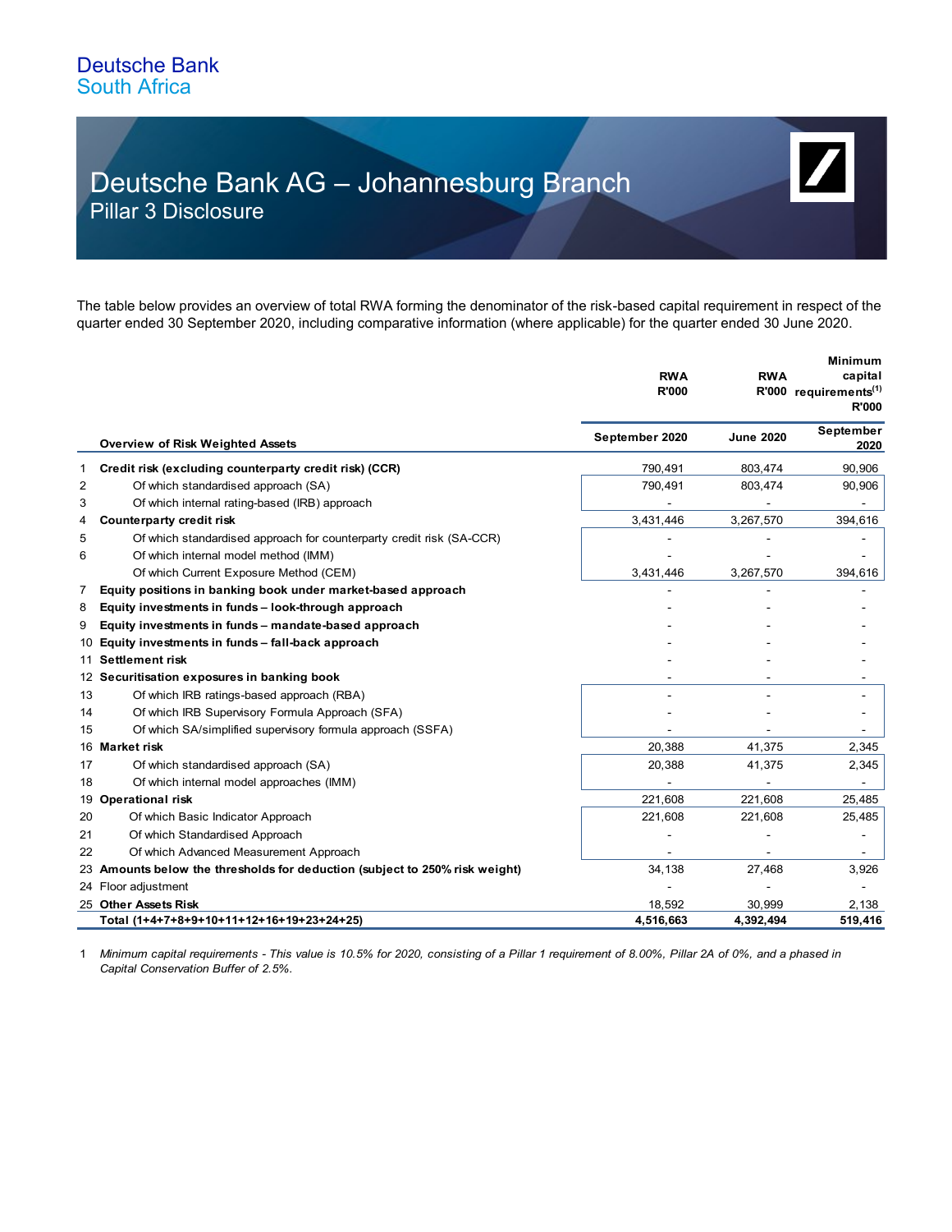Deutsche Bank
South Africa

# Deutsche Bank AG – Johannesburg Branch

## Pillar 3 Disclosure

The table below provides an overview of total RWA forming the denominator of the risk-based capital requirement in respect of the quarter ended 30 September 2020, including comparative information (where applicable) for the quarter ended 30 June 2020.

| | | RWA R'000 | RWA R'000 | Minimum capital requirements[1] R'000 |
|---|---|---|---|---|
| | **Overview of Risk Weighted Assets** | **September 2020** | **June 2020** | **September 2020** |
| 1 | **Credit risk (excluding counterparty credit risk) (CCR)** | 790,491 | 803,474 | 90,906 |
| 2 | Of which standardised approach (SA) | 790,491 | 803,474 | 90,906 |
| 3 | Of which internal rating-based (IRB) approach | - | - | - |
| 4 | **Counterparty credit risk** | 3,431,446 | 3,267,570 | 394,616 |
| 5 | Of which standardised approach for counterparty credit risk (SA-CCR) | - | - | - |
| 6 | Of which internal model method (IMM) | - | - | - |
| | Of which Current Exposure Method (CEM) | 3,431,446 | 3,267,570 | 394,616 |
| 7 | **Equity positions in banking book under market-based approach** | - | - | - |
| 8 | **Equity investments in funds – look-through approach** | - | - | - |
| 9 | **Equity investments in funds – mandate-based approach** | - | - | - |
| 10 | **Equity investments in funds – fall-back approach** | - | - | - |
| 11 | **Settlement risk** | - | - | - |
| 12 | **Securitisation exposures in banking book** | - | - | - |
| 13 | Of which IRB ratings-based approach (RBA) | - | - | - |
| 14 | Of which IRB Supervisory Formula Approach (SFA) | - | - | - |
| 15 | Of which SA/simplified supervisory formula approach (SSFA) | - | - | - |
| 16 | **Market risk** | 20,388 | 41,375 | 2,345 |
| 17 | Of which standardised approach (SA) | 20,388 | 41,375 | 2,345 |
| 18 | Of which internal model approaches (IMM) | - | - | - |
| 19 | **Operational risk** | 221,608 | 221,608 | 25,485 |
| 20 | Of which Basic Indicator Approach | 221,608 | 221,608 | 25,485 |
| 21 | Of which Standardised Approach | - | - | - |
| 22 | Of which Advanced Measurement Approach | - | - | - |
| 23 | **Amounts below the thresholds for deduction (subject to 250% risk weight)** | 34,138 | 27,468 | 3,926 |
| 24 | Floor adjustment | - | - | - |
| 25 | **Other Assets Risk** | 18,592 | 30,999 | 2,138 |
| | **Total (1+4+7+8+9+10+11+12+16+19+23+24+25)** | **4,516,663** | **4,392,494** | **519,416** |

1 *Minimum capital requirements - This value is 10.5% for 2020, consisting of a Pillar 1 requirement of 8.00%, Pillar 2A of 0%, and a phased in Capital Conservation Buffer of 2.5%.*